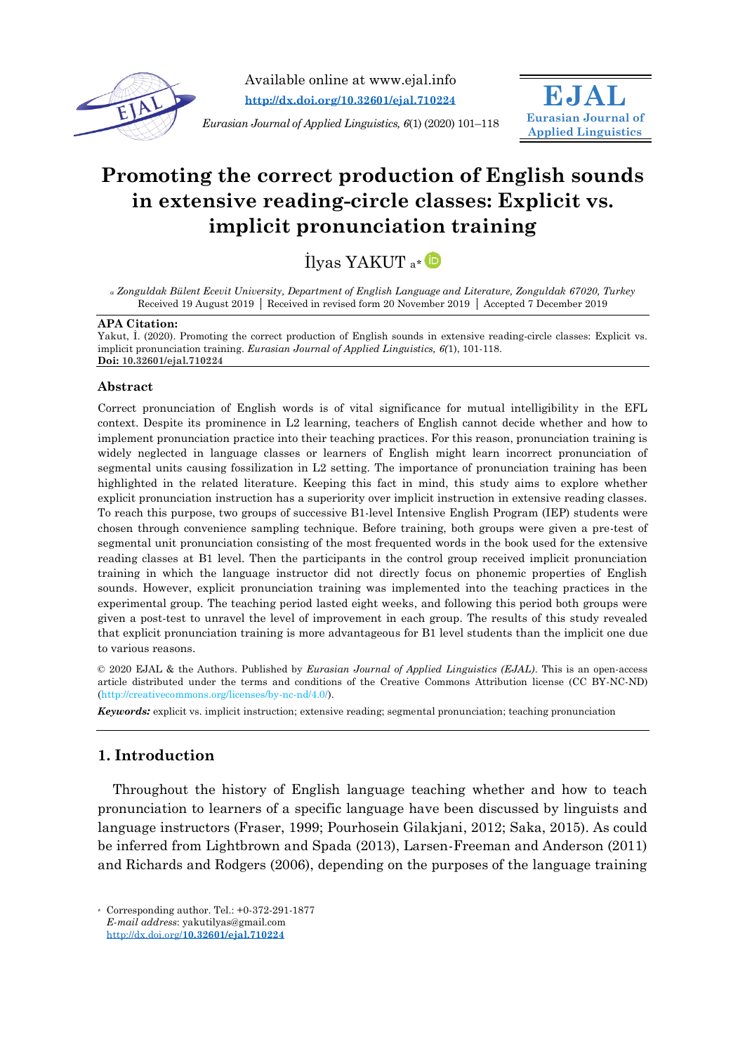Available online at www.ejal.info

http://dx.doi.org/10.32601/ejal.710224

*Eurasian Journal of Applied Linguistics, 6*(1) (2020) 101–118

**EJAL**
**Eurasian Journal of Applied Linguistics**

# Promoting the correct production of English sounds in extensive reading-circle classes: Explicit vs. implicit pronunciation training

İlyas YAKUT [a]*

[a] *Zonguldak Bülent Ecevit University, Department of English Language and Literature, Zonguldak 67020, Turkey*
Received 19 August 2019 | Received in revised form 20 November 2019 | Accepted 7 December 2019

**APA Citation:**
Yakut, İ. (2020). Promoting the correct production of English sounds in extensive reading-circle classes: Explicit vs. implicit pronunciation training. *Eurasian Journal of Applied Linguistics, 6*(1), 101-118.
**Doi: 10.32601/ejal.710224**

### Abstract

Correct pronunciation of English words is of vital significance for mutual intelligibility in the EFL context. Despite its prominence in L2 learning, teachers of English cannot decide whether and how to implement pronunciation practice into their teaching practices. For this reason, pronunciation training is widely neglected in language classes or learners of English might learn incorrect pronunciation of segmental units causing fossilization in L2 setting. The importance of pronunciation training has been highlighted in the related literature. Keeping this fact in mind, this study aims to explore whether explicit pronunciation instruction has a superiority over implicit instruction in extensive reading classes. To reach this purpose, two groups of successive B1-level Intensive English Program (IEP) students were chosen through convenience sampling technique. Before training, both groups were given a pre-test of segmental unit pronunciation consisting of the most frequented words in the book used for the extensive reading classes at B1 level. Then the participants in the control group received implicit pronunciation training in which the language instructor did not directly focus on phonemic properties of English sounds. However, explicit pronunciation training was implemented into the teaching practices in the experimental group. The teaching period lasted eight weeks, and following this period both groups were given a post-test to unravel the level of improvement in each group. The results of this study revealed that explicit pronunciation training is more advantageous for B1 level students than the implicit one due to various reasons.

© 2020 EJAL & the Authors. Published by *Eurasian Journal of Applied Linguistics (EJAL)*. This is an open-access article distributed under the terms and conditions of the Creative Commons Attribution license (CC BY-NC-ND) (http://creativecommons.org/licenses/by-nc-nd/4.0/).

***Keywords:*** explicit vs. implicit instruction; extensive reading; segmental pronunciation; teaching pronunciation

## 1. Introduction

Throughout the history of English language teaching whether and how to teach pronunciation to learners of a specific language have been discussed by linguists and language instructors (Fraser, 1999; Pourhosein Gilakjani, 2012; Saka, 2015). As could be inferred from Lightbrown and Spada (2013), Larsen-Freeman and Anderson (2011) and Richards and Rodgers (2006), depending on the purposes of the language training

\* Corresponding author. Tel.: +0-372-291-1877
*E-mail address*: yakutilyas@gmail.com
http://dx.doi.org/10.32601/ejal.710224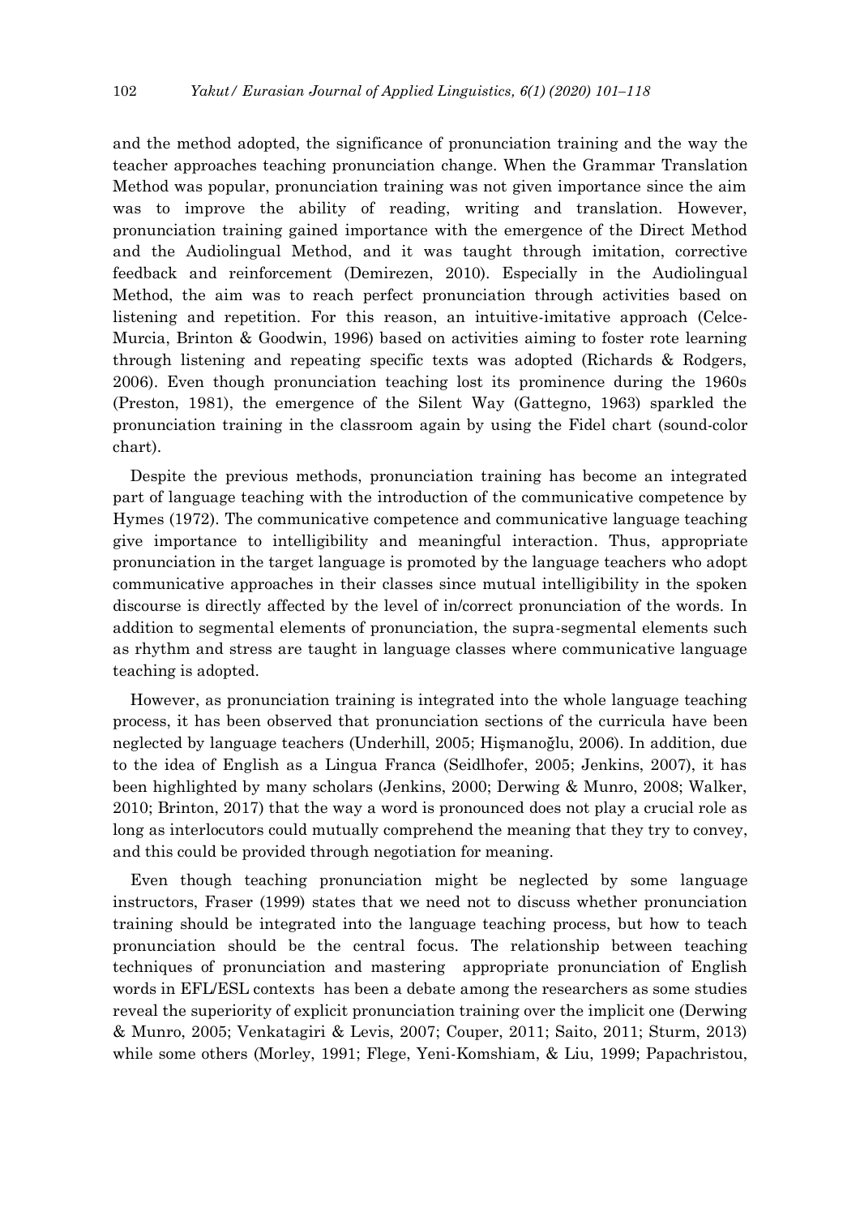and the method adopted, the significance of pronunciation training and the way the teacher approaches teaching pronunciation change. When the Grammar Translation Method was popular, pronunciation training was not given importance since the aim was to improve the ability of reading, writing and translation. However, pronunciation training gained importance with the emergence of the Direct Method and the Audiolingual Method, and it was taught through imitation, corrective feedback and reinforcement (Demirezen, 2010). Especially in the Audiolingual Method, the aim was to reach perfect pronunciation through activities based on listening and repetition. For this reason, an intuitive-imitative approach (Celce-Murcia, Brinton & Goodwin, 1996) based on activities aiming to foster rote learning through listening and repeating specific texts was adopted (Richards & Rodgers, 2006). Even though pronunciation teaching lost its prominence during the 1960s (Preston, 1981), the emergence of the Silent Way (Gattegno, 1963) sparkled the pronunciation training in the classroom again by using the Fidel chart (sound-color chart).

Despite the previous methods, pronunciation training has become an integrated part of language teaching with the introduction of the communicative competence by Hymes (1972). The communicative competence and communicative language teaching give importance to intelligibility and meaningful interaction. Thus, appropriate pronunciation in the target language is promoted by the language teachers who adopt communicative approaches in their classes since mutual intelligibility in the spoken discourse is directly affected by the level of in/correct pronunciation of the words. In addition to segmental elements of pronunciation, the supra-segmental elements such as rhythm and stress are taught in language classes where communicative language teaching is adopted.

However, as pronunciation training is integrated into the whole language teaching process, it has been observed that pronunciation sections of the curricula have been neglected by language teachers (Underhill, 2005; Hişmanoğlu, 2006). In addition, due to the idea of English as a Lingua Franca (Seidlhofer, 2005; Jenkins, 2007), it has been highlighted by many scholars (Jenkins, 2000; Derwing & Munro, 2008; Walker, 2010; Brinton, 2017) that the way a word is pronounced does not play a crucial role as long as interlocutors could mutually comprehend the meaning that they try to convey, and this could be provided through negotiation for meaning.

Even though teaching pronunciation might be neglected by some language instructors, Fraser (1999) states that we need not to discuss whether pronunciation training should be integrated into the language teaching process, but how to teach pronunciation should be the central focus. The relationship between teaching techniques of pronunciation and mastering appropriate pronunciation of English words in EFL/ESL contexts has been a debate among the researchers as some studies reveal the superiority of explicit pronunciation training over the implicit one (Derwing & Munro, 2005; Venkatagiri & Levis, 2007; Couper, 2011; Saito, 2011; Sturm, 2013) while some others (Morley, 1991; Flege, Yeni-Komshiam, & Liu, 1999; Papachristou,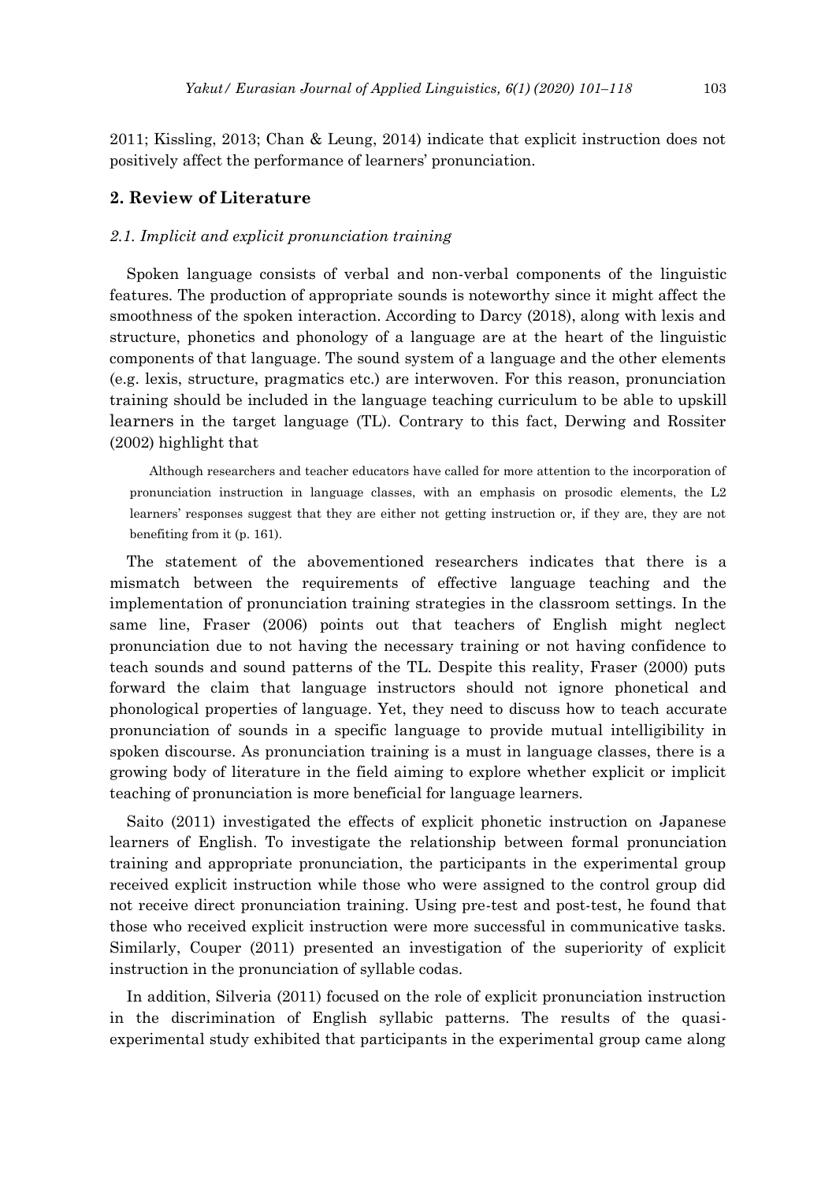2011; Kissling, 2013; Chan & Leung, 2014) indicate that explicit instruction does not positively affect the performance of learners' pronunciation.

## 2. Review of Literature

### *2.1. Implicit and explicit pronunciation training*

Spoken language consists of verbal and non-verbal components of the linguistic features. The production of appropriate sounds is noteworthy since it might affect the smoothness of the spoken interaction. According to Darcy (2018), along with lexis and structure, phonetics and phonology of a language are at the heart of the linguistic components of that language. The sound system of a language and the other elements (e.g. lexis, structure, pragmatics etc.) are interwoven. For this reason, pronunciation training should be included in the language teaching curriculum to be able to upskill learners in the target language (TL). Contrary to this fact, Derwing and Rossiter (2002) highlight that

> Although researchers and teacher educators have called for more attention to the incorporation of pronunciation instruction in language classes, with an emphasis on prosodic elements, the L2 learners' responses suggest that they are either not getting instruction or, if they are, they are not benefiting from it (p. 161).

The statement of the abovementioned researchers indicates that there is a mismatch between the requirements of effective language teaching and the implementation of pronunciation training strategies in the classroom settings. In the same line, Fraser (2006) points out that teachers of English might neglect pronunciation due to not having the necessary training or not having confidence to teach sounds and sound patterns of the TL. Despite this reality, Fraser (2000) puts forward the claim that language instructors should not ignore phonetical and phonological properties of language. Yet, they need to discuss how to teach accurate pronunciation of sounds in a specific language to provide mutual intelligibility in spoken discourse. As pronunciation training is a must in language classes, there is a growing body of literature in the field aiming to explore whether explicit or implicit teaching of pronunciation is more beneficial for language learners.

Saito (2011) investigated the effects of explicit phonetic instruction on Japanese learners of English. To investigate the relationship between formal pronunciation training and appropriate pronunciation, the participants in the experimental group received explicit instruction while those who were assigned to the control group did not receive direct pronunciation training. Using pre-test and post-test, he found that those who received explicit instruction were more successful in communicative tasks. Similarly, Couper (2011) presented an investigation of the superiority of explicit instruction in the pronunciation of syllable codas.

In addition, Silveria (2011) focused on the role of explicit pronunciation instruction in the discrimination of English syllabic patterns. The results of the quasi-experimental study exhibited that participants in the experimental group came along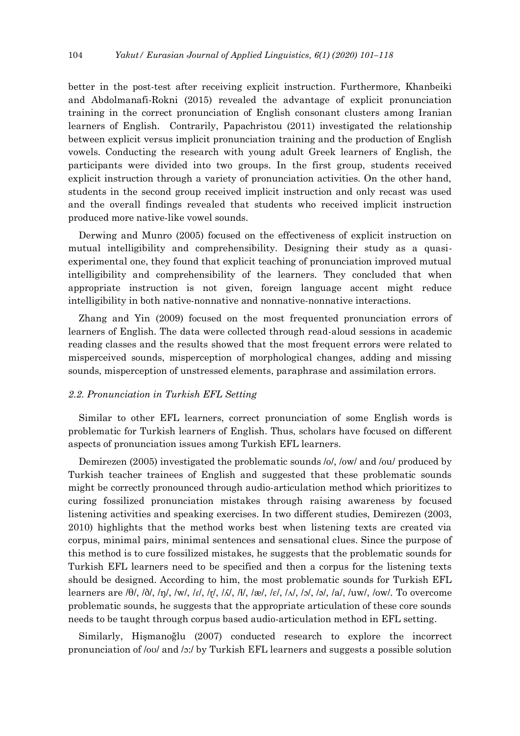better in the post-test after receiving explicit instruction. Furthermore, Khanbeiki and Abdolmanafi-Rokni (2015) revealed the advantage of explicit pronunciation training in the correct pronunciation of English consonant clusters among Iranian learners of English. Contrarily, Papachristou (2011) investigated the relationship between explicit versus implicit pronunciation training and the production of English vowels. Conducting the research with young adult Greek learners of English, the participants were divided into two groups. In the first group, students received explicit instruction through a variety of pronunciation activities. On the other hand, students in the second group received implicit instruction and only recast was used and the overall findings revealed that students who received implicit instruction produced more native-like vowel sounds.

Derwing and Munro (2005) focused on the effectiveness of explicit instruction on mutual intelligibility and comprehensibility. Designing their study as a quasi-experimental one, they found that explicit teaching of pronunciation improved mutual intelligibility and comprehensibility of the learners. They concluded that when appropriate instruction is not given, foreign language accent might reduce intelligibility in both native-nonnative and nonnative-nonnative interactions.

Zhang and Yin (2009) focused on the most frequented pronunciation errors of learners of English. The data were collected through read-aloud sessions in academic reading classes and the results showed that the most frequent errors were related to misperceived sounds, misperception of morphological changes, adding and missing sounds, misperception of unstressed elements, paraphrase and assimilation errors.

### *2.2. Pronunciation in Turkish EFL Setting*

Similar to other EFL learners, correct pronunciation of some English words is problematic for Turkish learners of English. Thus, scholars have focused on different aspects of pronunciation issues among Turkish EFL learners.

Demirezen (2005) investigated the problematic sounds /o/, /ow/ and /ou/ produced by Turkish teacher trainees of English and suggested that these problematic sounds might be correctly pronounced through audio-articulation method which prioritizes to curing fossilized pronunciation mistakes through raising awareness by focused listening activities and speaking exercises. In two different studies, Demirezen (2003, 2010) highlights that the method works best when listening texts are created via corpus, minimal pairs, minimal sentences and sensational clues. Since the purpose of this method is to cure fossilized mistakes, he suggests that the problematic sounds for Turkish EFL learners need to be specified and then a corpus for the listening texts should be designed. According to him, the most problematic sounds for Turkish EFL learners are /θ/, /ð/, /ŋ/, /w/, /ɾ/, /ɽ/, /ʎ/, /ɫ/, /æ/, /ɛ/, /ʌ/, /ɔ/, /ə/, /a/, /uw/, /ow/. To overcome problematic sounds, he suggests that the appropriate articulation of these core sounds needs to be taught through corpus based audio-articulation method in EFL setting.

Similarly, Hişmanoğlu (2007) conducted research to explore the incorrect pronunciation of /oʊ/ and /ɔ:/ by Turkish EFL learners and suggests a possible solution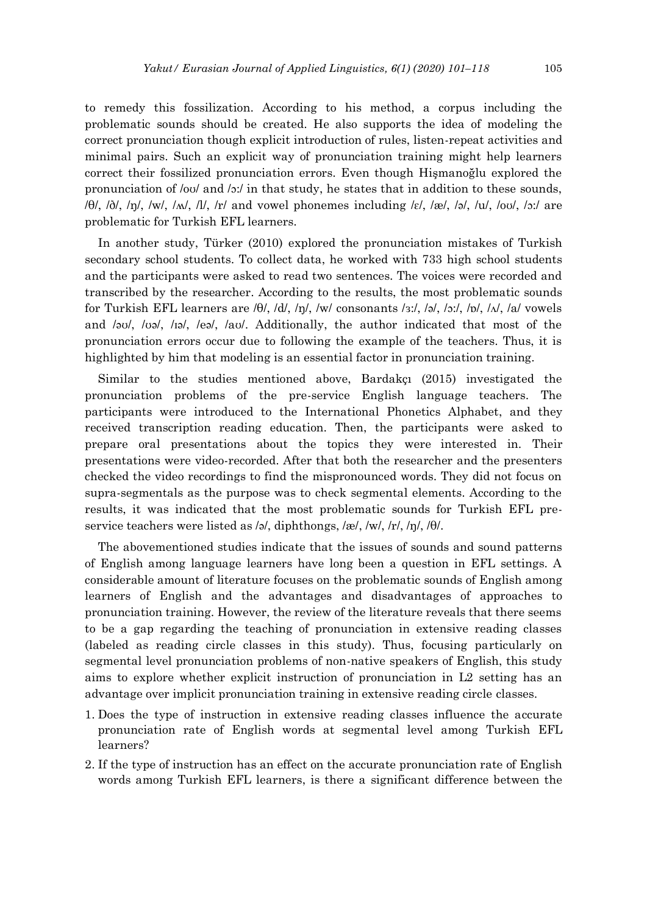to remedy this fossilization. According to his method, a corpus including the problematic sounds should be created. He also supports the idea of modeling the correct pronunciation though explicit introduction of rules, listen-repeat activities and minimal pairs. Such an explicit way of pronunciation training might help learners correct their fossilized pronunciation errors. Even though Hişmanoğlu explored the pronunciation of /oʊ/ and /ɔ:/ in that study, he states that in addition to these sounds, /θ/, /ð/, /ŋ/, /w/, /ʌ/, /l/, /r/ and vowel phonemes including /ɛ/, /æ/, /ə/, /u/, /oʊ/, /ɔ:/ are problematic for Turkish EFL learners.

In another study, Türker (2010) explored the pronunciation mistakes of Turkish secondary school students. To collect data, he worked with 733 high school students and the participants were asked to read two sentences. The voices were recorded and transcribed by the researcher. According to the results, the most problematic sounds for Turkish EFL learners are /θ/, /d/, /ŋ/, /w/ consonants /ɜ:/, /ə/, /ɔ:/, /ɒ/, /ʌ/, /a/ vowels and /əʊ/, /ʊə/, /ɪə/, /eə/, /aʊ/. Additionally, the author indicated that most of the pronunciation errors occur due to following the example of the teachers. Thus, it is highlighted by him that modeling is an essential factor in pronunciation training.

Similar to the studies mentioned above, Bardakçı (2015) investigated the pronunciation problems of the pre-service English language teachers. The participants were introduced to the International Phonetics Alphabet, and they received transcription reading education. Then, the participants were asked to prepare oral presentations about the topics they were interested in. Their presentations were video-recorded. After that both the researcher and the presenters checked the video recordings to find the mispronounced words. They did not focus on supra-segmentals as the purpose was to check segmental elements. According to the results, it was indicated that the most problematic sounds for Turkish EFL pre-service teachers were listed as /ə/, diphthongs, /æ/, /w/, /r/, /ŋ/, /θ/.

The abovementioned studies indicate that the issues of sounds and sound patterns of English among language learners have long been a question in EFL settings. A considerable amount of literature focuses on the problematic sounds of English among learners of English and the advantages and disadvantages of approaches to pronunciation training. However, the review of the literature reveals that there seems to be a gap regarding the teaching of pronunciation in extensive reading classes (labeled as reading circle classes in this study). Thus, focusing particularly on segmental level pronunciation problems of non-native speakers of English, this study aims to explore whether explicit instruction of pronunciation in L2 setting has an advantage over implicit pronunciation training in extensive reading circle classes.

1. Does the type of instruction in extensive reading classes influence the accurate pronunciation rate of English words at segmental level among Turkish EFL learners?
2. If the type of instruction has an effect on the accurate pronunciation rate of English words among Turkish EFL learners, is there a significant difference between the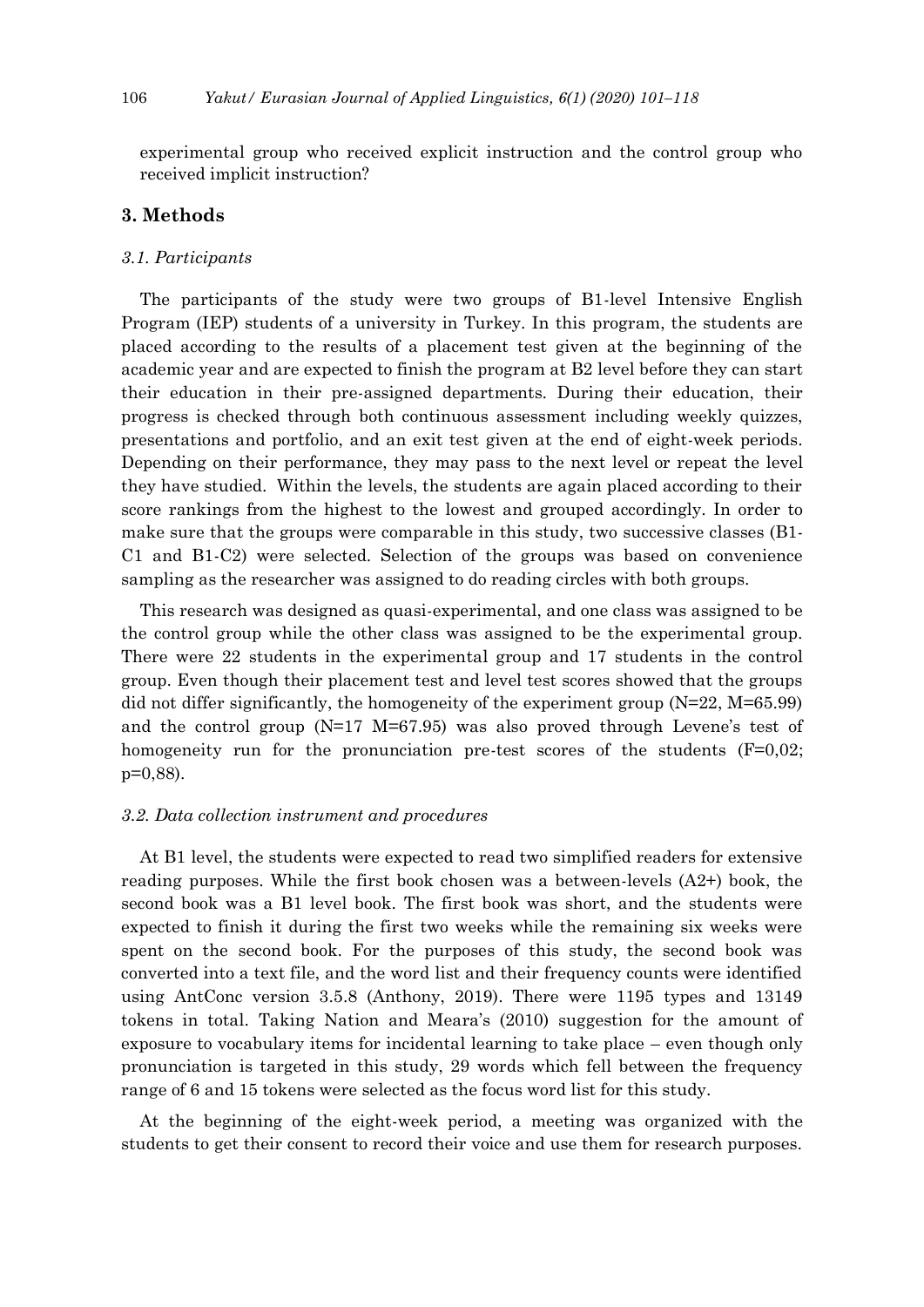experimental group who received explicit instruction and the control group who received implicit instruction?

## 3. Methods

### *3.1. Participants*

The participants of the study were two groups of B1-level Intensive English Program (IEP) students of a university in Turkey. In this program, the students are placed according to the results of a placement test given at the beginning of the academic year and are expected to finish the program at B2 level before they can start their education in their pre-assigned departments. During their education, their progress is checked through both continuous assessment including weekly quizzes, presentations and portfolio, and an exit test given at the end of eight-week periods. Depending on their performance, they may pass to the next level or repeat the level they have studied. Within the levels, the students are again placed according to their score rankings from the highest to the lowest and grouped accordingly. In order to make sure that the groups were comparable in this study, two successive classes (B1-C1 and B1-C2) were selected. Selection of the groups was based on convenience sampling as the researcher was assigned to do reading circles with both groups.

This research was designed as quasi-experimental, and one class was assigned to be the control group while the other class was assigned to be the experimental group. There were 22 students in the experimental group and 17 students in the control group. Even though their placement test and level test scores showed that the groups did not differ significantly, the homogeneity of the experiment group ($N=22$, $M=65.99$) and the control group ($N=17$ $M=67.95$) was also proved through Levene's test of homogeneity run for the pronunciation pre-test scores of the students ($F=0,02$; $p=0,88$).

### *3.2. Data collection instrument and procedures*

At B1 level, the students were expected to read two simplified readers for extensive reading purposes. While the first book chosen was a between-levels (A2+) book, the second book was a B1 level book. The first book was short, and the students were expected to finish it during the first two weeks while the remaining six weeks were spent on the second book. For the purposes of this study, the second book was converted into a text file, and the word list and their frequency counts were identified using AntConc version 3.5.8 (Anthony, 2019). There were 1195 types and 13149 tokens in total. Taking Nation and Meara's (2010) suggestion for the amount of exposure to vocabulary items for incidental learning to take place – even though only pronunciation is targeted in this study, 29 words which fell between the frequency range of 6 and 15 tokens were selected as the focus word list for this study.

At the beginning of the eight-week period, a meeting was organized with the students to get their consent to record their voice and use them for research purposes.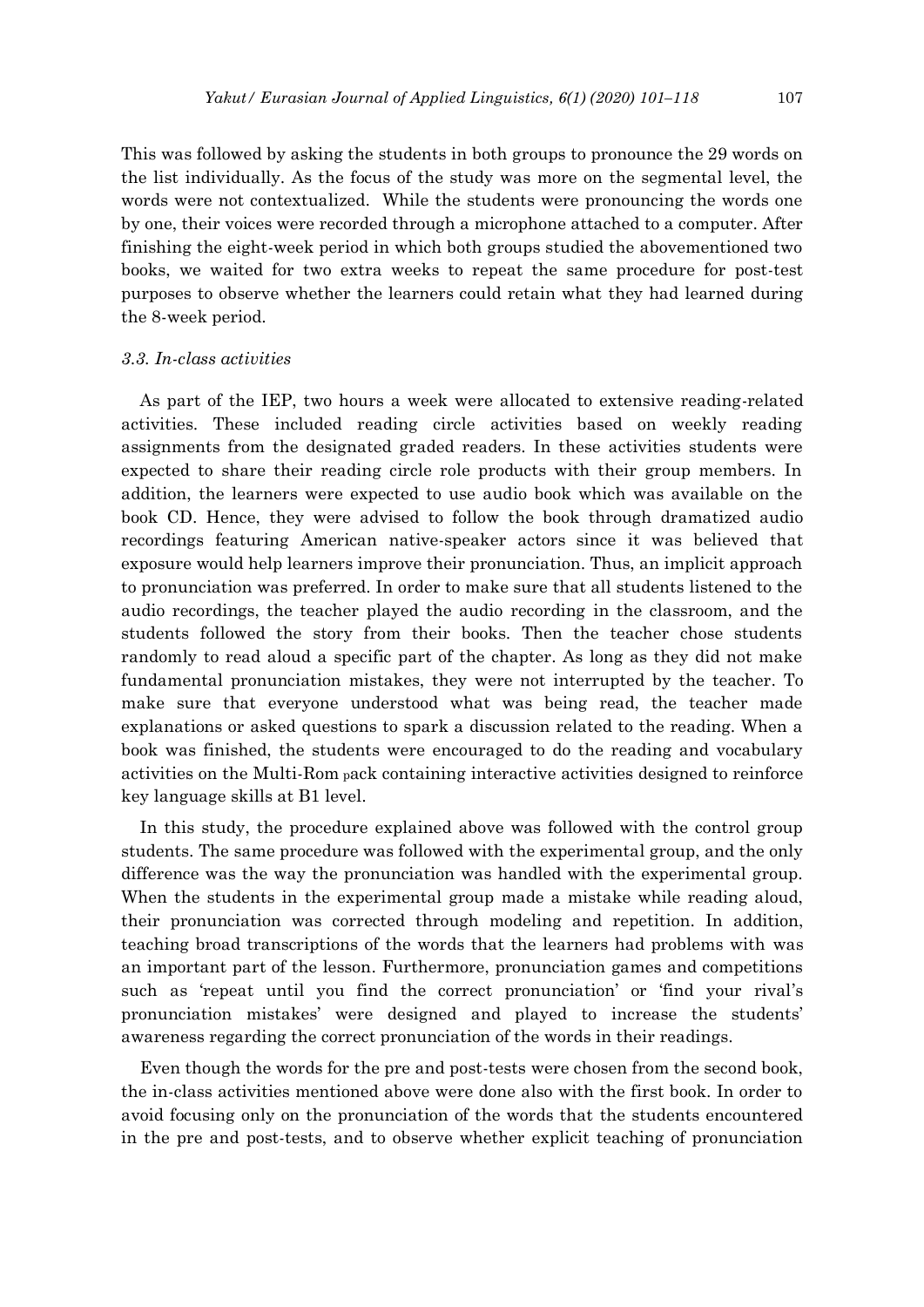This was followed by asking the students in both groups to pronounce the 29 words on the list individually. As the focus of the study was more on the segmental level, the words were not contextualized. While the students were pronouncing the words one by one, their voices were recorded through a microphone attached to a computer. After finishing the eight-week period in which both groups studied the abovementioned two books, we waited for two extra weeks to repeat the same procedure for post-test purposes to observe whether the learners could retain what they had learned during the 8-week period.

### *3.3. In-class activities*

As part of the IEP, two hours a week were allocated to extensive reading-related activities. These included reading circle activities based on weekly reading assignments from the designated graded readers. In these activities students were expected to share their reading circle role products with their group members. In addition, the learners were expected to use audio book which was available on the book CD. Hence, they were advised to follow the book through dramatized audio recordings featuring American native-speaker actors since it was believed that exposure would help learners improve their pronunciation. Thus, an implicit approach to pronunciation was preferred. In order to make sure that all students listened to the audio recordings, the teacher played the audio recording in the classroom, and the students followed the story from their books. Then the teacher chose students randomly to read aloud a specific part of the chapter. As long as they did not make fundamental pronunciation mistakes, they were not interrupted by the teacher. To make sure that everyone understood what was being read, the teacher made explanations or asked questions to spark a discussion related to the reading. When a book was finished, the students were encouraged to do the reading and vocabulary activities on the Multi-Rom pack containing interactive activities designed to reinforce key language skills at B1 level.

In this study, the procedure explained above was followed with the control group students. The same procedure was followed with the experimental group, and the only difference was the way the pronunciation was handled with the experimental group. When the students in the experimental group made a mistake while reading aloud, their pronunciation was corrected through modeling and repetition. In addition, teaching broad transcriptions of the words that the learners had problems with was an important part of the lesson. Furthermore, pronunciation games and competitions such as 'repeat until you find the correct pronunciation' or 'find your rival's pronunciation mistakes' were designed and played to increase the students' awareness regarding the correct pronunciation of the words in their readings.

Even though the words for the pre and post-tests were chosen from the second book, the in-class activities mentioned above were done also with the first book. In order to avoid focusing only on the pronunciation of the words that the students encountered in the pre and post-tests, and to observe whether explicit teaching of pronunciation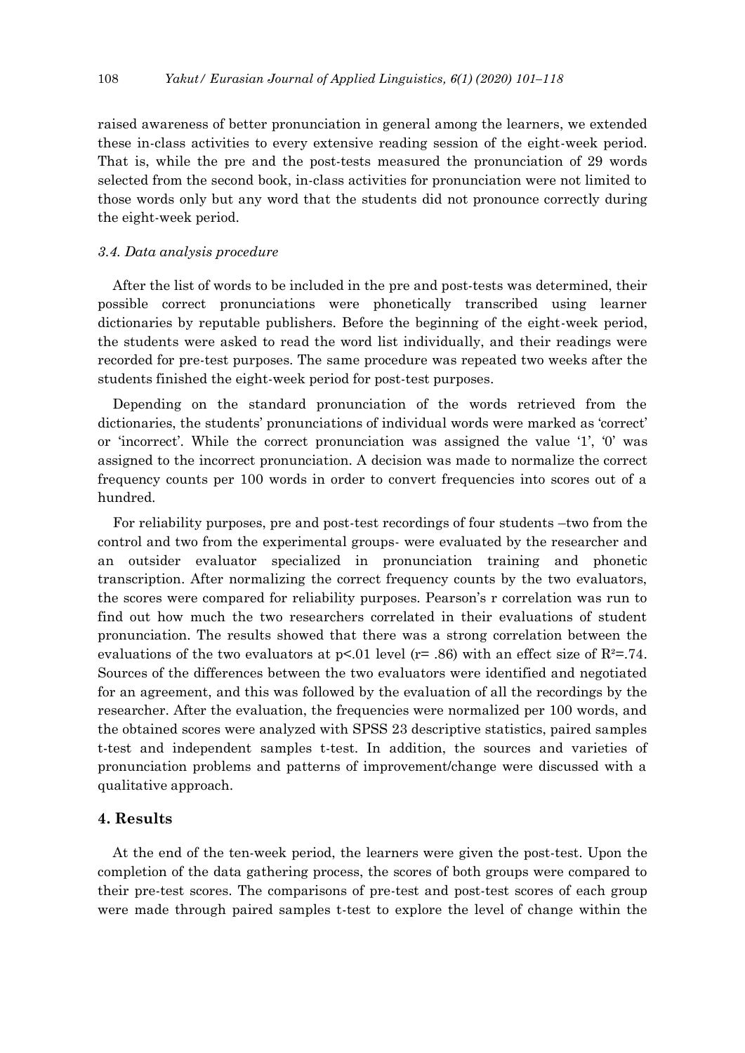raised awareness of better pronunciation in general among the learners, we extended these in-class activities to every extensive reading session of the eight-week period. That is, while the pre and the post-tests measured the pronunciation of 29 words selected from the second book, in-class activities for pronunciation were not limited to those words only but any word that the students did not pronounce correctly during the eight-week period.

### *3.4. Data analysis procedure*

After the list of words to be included in the pre and post-tests was determined, their possible correct pronunciations were phonetically transcribed using learner dictionaries by reputable publishers. Before the beginning of the eight-week period, the students were asked to read the word list individually, and their readings were recorded for pre-test purposes. The same procedure was repeated two weeks after the students finished the eight-week period for post-test purposes.

Depending on the standard pronunciation of the words retrieved from the dictionaries, the students' pronunciations of individual words were marked as 'correct' or 'incorrect'. While the correct pronunciation was assigned the value '1', '0' was assigned to the incorrect pronunciation. A decision was made to normalize the correct frequency counts per 100 words in order to convert frequencies into scores out of a hundred.

For reliability purposes, pre and post-test recordings of four students –two from the control and two from the experimental groups- were evaluated by the researcher and an outsider evaluator specialized in pronunciation training and phonetic transcription. After normalizing the correct frequency counts by the two evaluators, the scores were compared for reliability purposes. Pearson's r correlation was run to find out how much the two researchers correlated in their evaluations of student pronunciation. The results showed that there was a strong correlation between the evaluations of the two evaluators at $p<.01$ level ($r= .86$) with an effect size of $R^2=.74$. Sources of the differences between the two evaluators were identified and negotiated for an agreement, and this was followed by the evaluation of all the recordings by the researcher. After the evaluation, the frequencies were normalized per 100 words, and the obtained scores were analyzed with SPSS 23 descriptive statistics, paired samples t-test and independent samples t-test. In addition, the sources and varieties of pronunciation problems and patterns of improvement/change were discussed with a qualitative approach.

## **4. Results**

At the end of the ten-week period, the learners were given the post-test. Upon the completion of the data gathering process, the scores of both groups were compared to their pre-test scores. The comparisons of pre-test and post-test scores of each group were made through paired samples t-test to explore the level of change within the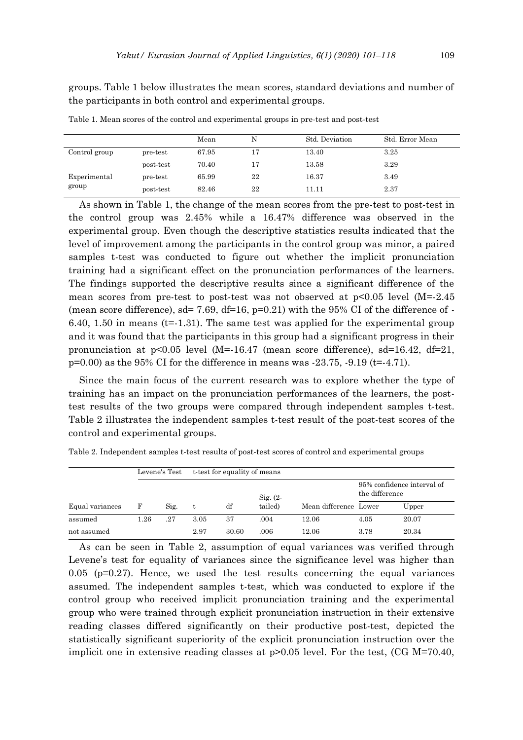groups. Table 1 below illustrates the mean scores, standard deviations and number of the participants in both control and experimental groups.

Table 1. Mean scores of the control and experimental groups in pre-test and post-test

| | | Mean | N | Std. Deviation | Std. Error Mean |
|---|---|---|---|---|---|
| Control group | pre-test | 67.95 | 17 | 13.40 | 3.25 |
| | post-test | 70.40 | 17 | 13.58 | 3.29 |
| Experimental group | pre-test | 65.99 | 22 | 16.37 | 3.49 |
| | post-test | 82.46 | 22 | 11.11 | 2.37 |

As shown in Table 1, the change of the mean scores from the pre-test to post-test in the control group was 2.45% while a 16.47% difference was observed in the experimental group. Even though the descriptive statistics results indicated that the level of improvement among the participants in the control group was minor, a paired samples t-test was conducted to figure out whether the implicit pronunciation training had a significant effect on the pronunciation performances of the learners. The findings supported the descriptive results since a significant difference of the mean scores from pre-test to post-test was not observed at $p<0.05$ level ($M=-2.45$ (mean score difference), $sd= 7.69$, $df=16$, $p=0.21$) with the 95% CI of the difference of -6.40, 1.50 in means ($t=-1.31$). The same test was applied for the experimental group and it was found that the participants in this group had a significant progress in their pronunciation at $p<0.05$ level ($M=-16.47$ (mean score difference), $sd=16.42$, $df=21$, $p=0.00$) as the 95% CI for the difference in means was -23.75, -9.19 ($t=-4.71$).

Since the main focus of the current research was to explore whether the type of training has an impact on the pronunciation performances of the learners, the post-test results of the two groups were compared through independent samples t-test. Table 2 illustrates the independent samples t-test result of the post-test scores of the control and experimental groups.

Table 2. Independent samples t-test results of post-test scores of control and experimental groups

| | Levene's Test | | t-test for equality of means | | | | | |
|---|---|---|---|---|---|---|---|---|
| | | | | | | | 95% confidence interval of the difference | |
| Equal variances | F | Sig. | t | df | Sig. (2-tailed) | Mean difference | Lower | Upper |
| assumed | 1.26 | .27 | 3.05 | 37 | .004 | 12.06 | 4.05 | 20.07 |
| not assumed | | | 2.97 | 30.60 | .006 | 12.06 | 3.78 | 20.34 |

As can be seen in Table 2, assumption of equal variances was verified through Levene's test for equality of variances since the significance level was higher than 0.05 ($p=0.27$). Hence, we used the test results concerning the equal variances assumed. The independent samples t-test, which was conducted to explore if the control group who received implicit pronunciation training and the experimental group who were trained through explicit pronunciation instruction in their extensive reading classes differed significantly on their productive post-test, depicted the statistically significant superiority of the explicit pronunciation instruction over the implicit one in extensive reading classes at $p>0.05$ level. For the test, (CG $M=70.40$,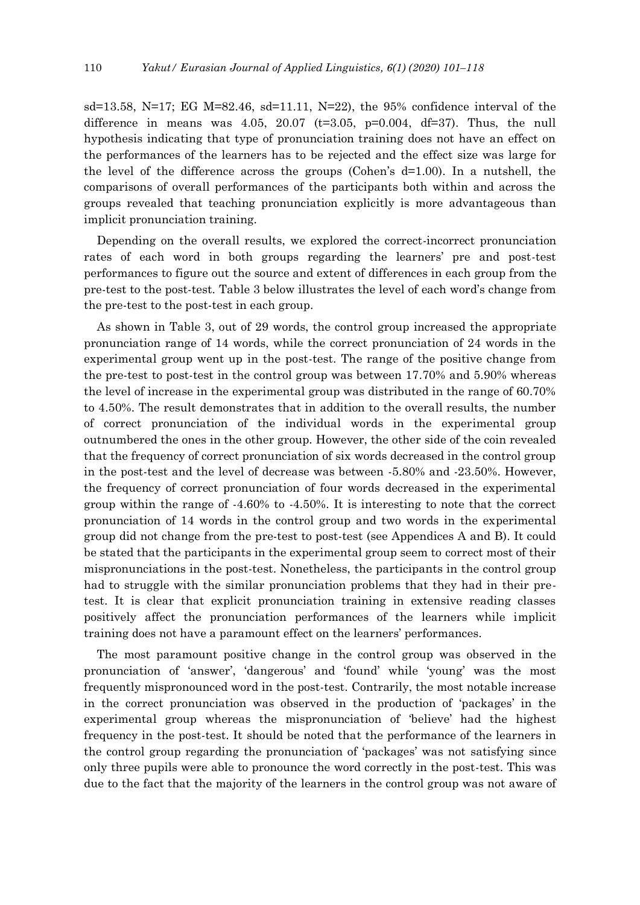sd=13.58, N=17; EG M=82.46, sd=11.11, N=22), the 95% confidence interval of the difference in means was 4.05, 20.07 ($t=3.05$, $p=0.004$, $df=37$). Thus, the null hypothesis indicating that type of pronunciation training does not have an effect on the performances of the learners has to be rejected and the effect size was large for the level of the difference across the groups (Cohen's $d=1.00$). In a nutshell, the comparisons of overall performances of the participants both within and across the groups revealed that teaching pronunciation explicitly is more advantageous than implicit pronunciation training.

Depending on the overall results, we explored the correct-incorrect pronunciation rates of each word in both groups regarding the learners' pre and post-test performances to figure out the source and extent of differences in each group from the pre-test to the post-test. Table 3 below illustrates the level of each word's change from the pre-test to the post-test in each group.

As shown in Table 3, out of 29 words, the control group increased the appropriate pronunciation range of 14 words, while the correct pronunciation of 24 words in the experimental group went up in the post-test. The range of the positive change from the pre-test to post-test in the control group was between 17.70% and 5.90% whereas the level of increase in the experimental group was distributed in the range of 60.70% to 4.50%. The result demonstrates that in addition to the overall results, the number of correct pronunciation of the individual words in the experimental group outnumbered the ones in the other group. However, the other side of the coin revealed that the frequency of correct pronunciation of six words decreased in the control group in the post-test and the level of decrease was between -5.80% and -23.50%. However, the frequency of correct pronunciation of four words decreased in the experimental group within the range of -4.60% to -4.50%. It is interesting to note that the correct pronunciation of 14 words in the control group and two words in the experimental group did not change from the pre-test to post-test (see Appendices A and B). It could be stated that the participants in the experimental group seem to correct most of their mispronunciations in the post-test. Nonetheless, the participants in the control group had to struggle with the similar pronunciation problems that they had in their pre-test. It is clear that explicit pronunciation training in extensive reading classes positively affect the pronunciation performances of the learners while implicit training does not have a paramount effect on the learners' performances.

The most paramount positive change in the control group was observed in the pronunciation of 'answer', 'dangerous' and 'found' while 'young' was the most frequently mispronounced word in the post-test. Contrarily, the most notable increase in the correct pronunciation was observed in the production of 'packages' in the experimental group whereas the mispronunciation of 'believe' had the highest frequency in the post-test. It should be noted that the performance of the learners in the control group regarding the pronunciation of 'packages' was not satisfying since only three pupils were able to pronounce the word correctly in the post-test. This was due to the fact that the majority of the learners in the control group was not aware of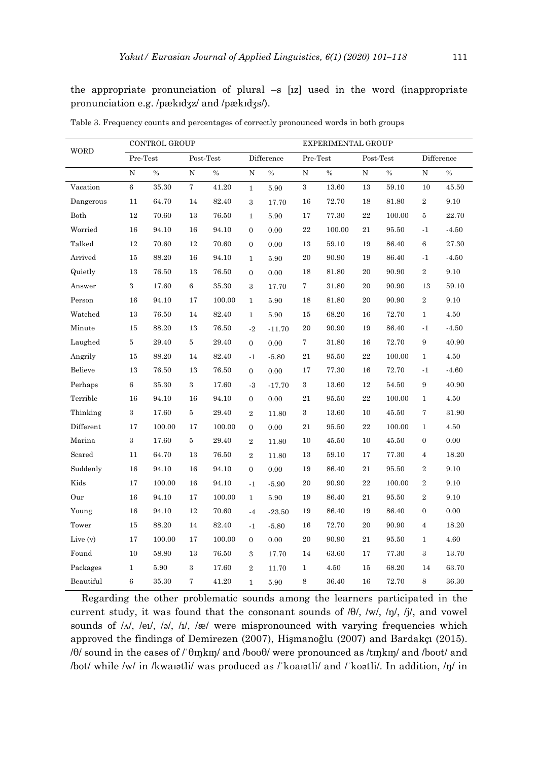the appropriate pronunciation of plural –s [ɪz] used in the word (inappropriate pronunciation e.g. /pækɪdʒz/ and /pækɪdʒs/).

Table 3. Frequency counts and percentages of correctly pronounced words in both groups

| WORD | CONTROL GROUP | | | | | | EXPERIMENTAL GROUP | | | | | |
|---|---|---|---|---|---|---|---|---|---|---|---|---|
| | Pre-Test | | Post-Test | | Difference | | Pre-Test | | Post-Test | | Difference | |
| | N | % | N | % | N | % | N | % | N | % | N | % |
| Vacation | 6 | 35.30 | 7 | 41.20 | 1 | 5.90 | 3 | 13.60 | 13 | 59.10 | 10 | 45.50 |
| Dangerous | 11 | 64.70 | 14 | 82.40 | 3 | 17.70 | 16 | 72.70 | 18 | 81.80 | 2 | 9.10 |
| Both | 12 | 70.60 | 13 | 76.50 | 1 | 5.90 | 17 | 77.30 | 22 | 100.00 | 5 | 22.70 |
| Worried | 16 | 94.10 | 16 | 94.10 | 0 | 0.00 | 22 | 100.00 | 21 | 95.50 | -1 | -4.50 |
| Talked | 12 | 70.60 | 12 | 70.60 | 0 | 0.00 | 13 | 59.10 | 19 | 86.40 | 6 | 27.30 |
| Arrived | 15 | 88.20 | 16 | 94.10 | 1 | 5.90 | 20 | 90.90 | 19 | 86.40 | -1 | -4.50 |
| Quietly | 13 | 76.50 | 13 | 76.50 | 0 | 0.00 | 18 | 81.80 | 20 | 90.90 | 2 | 9.10 |
| Answer | 3 | 17.60 | 6 | 35.30 | 3 | 17.70 | 7 | 31.80 | 20 | 90.90 | 13 | 59.10 |
| Person | 16 | 94.10 | 17 | 100.00 | 1 | 5.90 | 18 | 81.80 | 20 | 90.90 | 2 | 9.10 |
| Watched | 13 | 76.50 | 14 | 82.40 | 1 | 5.90 | 15 | 68.20 | 16 | 72.70 | 1 | 4.50 |
| Minute | 15 | 88.20 | 13 | 76.50 | -2 | -11.70 | 20 | 90.90 | 19 | 86.40 | -1 | -4.50 |
| Laughed | 5 | 29.40 | 5 | 29.40 | 0 | 0.00 | 7 | 31.80 | 16 | 72.70 | 9 | 40.90 |
| Angrily | 15 | 88.20 | 14 | 82.40 | -1 | -5.80 | 21 | 95.50 | 22 | 100.00 | 1 | 4.50 |
| Believe | 13 | 76.50 | 13 | 76.50 | 0 | 0.00 | 17 | 77.30 | 16 | 72.70 | -1 | -4.60 |
| Perhaps | 6 | 35.30 | 3 | 17.60 | -3 | -17.70 | 3 | 13.60 | 12 | 54.50 | 9 | 40.90 |
| Terrible | 16 | 94.10 | 16 | 94.10 | 0 | 0.00 | 21 | 95.50 | 22 | 100.00 | 1 | 4.50 |
| Thinking | 3 | 17.60 | 5 | 29.40 | 2 | 11.80 | 3 | 13.60 | 10 | 45.50 | 7 | 31.90 |
| Different | 17 | 100.00 | 17 | 100.00 | 0 | 0.00 | 21 | 95.50 | 22 | 100.00 | 1 | 4.50 |
| Marina | 3 | 17.60 | 5 | 29.40 | 2 | 11.80 | 10 | 45.50 | 10 | 45.50 | 0 | 0.00 |
| Scared | 11 | 64.70 | 13 | 76.50 | 2 | 11.80 | 13 | 59.10 | 17 | 77.30 | 4 | 18.20 |
| Suddenly | 16 | 94.10 | 16 | 94.10 | 0 | 0.00 | 19 | 86.40 | 21 | 95.50 | 2 | 9.10 |
| Kids | 17 | 100.00 | 16 | 94.10 | -1 | -5.90 | 20 | 90.90 | 22 | 100.00 | 2 | 9.10 |
| Our | 16 | 94.10 | 17 | 100.00 | 1 | 5.90 | 19 | 86.40 | 21 | 95.50 | 2 | 9.10 |
| Young | 16 | 94.10 | 12 | 70.60 | -4 | -23.50 | 19 | 86.40 | 19 | 86.40 | 0 | 0.00 |
| Tower | 15 | 88.20 | 14 | 82.40 | -1 | -5.80 | 16 | 72.70 | 20 | 90.90 | 4 | 18.20 |
| Live (v) | 17 | 100.00 | 17 | 100.00 | 0 | 0.00 | 20 | 90.90 | 21 | 95.50 | 1 | 4.60 |
| Found | 10 | 58.80 | 13 | 76.50 | 3 | 17.70 | 14 | 63.60 | 17 | 77.30 | 3 | 13.70 |
| Packages | 1 | 5.90 | 3 | 17.60 | 2 | 11.70 | 1 | 4.50 | 15 | 68.20 | 14 | 63.70 |
| Beautiful | 6 | 35.30 | 7 | 41.20 | 1 | 5.90 | 8 | 36.40 | 16 | 72.70 | 8 | 36.30 |

Regarding the other problematic sounds among the learners participated in the current study, it was found that the consonant sounds of /θ/, /w/, /ŋ/, /j/, and vowel sounds of /ʌ/, /eɪ/, /ə/, /ɪ/, /æ/ were mispronounced with varying frequencies which approved the findings of Demirezen (2007), Hişmanoğlu (2007) and Bardakçı (2015). /θ/ sound in the cases of /ˈθɪŋkɪŋ/ and /boʊθ/ were pronounced as /tɪŋkɪŋ/ and /boʊt/ and /bot/ while /w/ in /kwaɪətli/ was produced as /ˈkʊaɪətli/ and /ˈkʊətli/. In addition, /ŋ/ in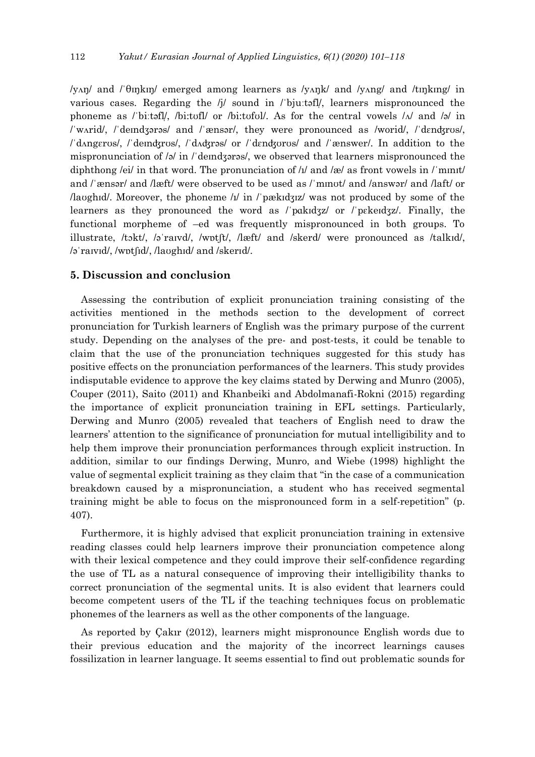/yʌŋ/ and /ˈθɪŋkɪŋ/ emerged among learners as /yʌŋk/ and /yʌng/ and /tɪŋkɪng/ in various cases. Regarding the /j/ sound in /ˈbjuːtəfl/, learners mispronounced the phoneme as /ˈbiːtəfl/, /biːtʊfl/ or /biːtʊfʊl/. As for the central vowels /ʌ/ and /ə/ in /ˈwʌrid/, /ˈdeɪndʒərəs/ and /ˈænsər/, they were pronounced as /worid/, /ˈdɛndʒrʊs/, /ˈdʌngɛrʊs/, /ˈdeɪndʒrʊs/, /ˈdʌdʒrəs/ or /ˈdɛndʒʊrʊs/ and /ˈænswer/. In addition to the mispronunciation of /ə/ in /ˈdeɪndʒərəs/, we observed that learners mispronounced the diphthong /ei/ in that word. The pronunciation of /ɪ/ and /æ/ as front vowels in /ˈmɪnɪt/ and /ˈænsər/ and /læft/ were observed to be used as /ˈmɪnʊt/ and /answər/ and /laft/ or /laʊghɪd/. Moreover, the phoneme /ɪ/ in /ˈpækɪdʒɪz/ was not produced by some of the learners as they pronounced the word as /ˈpɑkɪdʒz/ or /ˈpɛkeɪdʒz/. Finally, the functional morpheme of –ed was frequently mispronounced in both groups. To illustrate, /tɔkt/, /əˈraɪvd/, /wɒtʃt/, /læft/ and /skerd/ were pronounced as /talkɪd/, /əˈraɪvɪd/, /wɒtʃɪd/, /laʊghɪd/ and /skerɪd/.

## 5. Discussion and conclusion

Assessing the contribution of explicit pronunciation training consisting of the activities mentioned in the methods section to the development of correct pronunciation for Turkish learners of English was the primary purpose of the current study. Depending on the analyses of the pre- and post-tests, it could be tenable to claim that the use of the pronunciation techniques suggested for this study has positive effects on the pronunciation performances of the learners. This study provides indisputable evidence to approve the key claims stated by Derwing and Munro (2005), Couper (2011), Saito (2011) and Khanbeiki and Abdolmanafi-Rokni (2015) regarding the importance of explicit pronunciation training in EFL settings. Particularly, Derwing and Munro (2005) revealed that teachers of English need to draw the learners' attention to the significance of pronunciation for mutual intelligibility and to help them improve their pronunciation performances through explicit instruction. In addition, similar to our findings Derwing, Munro, and Wiebe (1998) highlight the value of segmental explicit training as they claim that "in the case of a communication breakdown caused by a mispronunciation, a student who has received segmental training might be able to focus on the mispronounced form in a self-repetition" (p. 407).

Furthermore, it is highly advised that explicit pronunciation training in extensive reading classes could help learners improve their pronunciation competence along with their lexical competence and they could improve their self-confidence regarding the use of TL as a natural consequence of improving their intelligibility thanks to correct pronunciation of the segmental units. It is also evident that learners could become competent users of the TL if the teaching techniques focus on problematic phonemes of the learners as well as the other components of the language.

As reported by Çakır (2012), learners might mispronounce English words due to their previous education and the majority of the incorrect learnings causes fossilization in learner language. It seems essential to find out problematic sounds for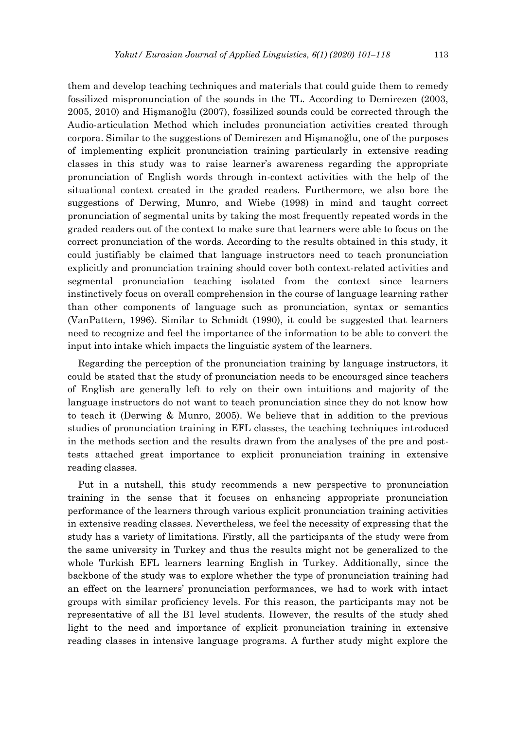them and develop teaching techniques and materials that could guide them to remedy fossilized mispronunciation of the sounds in the TL. According to Demirezen (2003, 2005, 2010) and Hişmanoğlu (2007), fossilized sounds could be corrected through the Audio-articulation Method which includes pronunciation activities created through corpora. Similar to the suggestions of Demirezen and Hişmanoğlu, one of the purposes of implementing explicit pronunciation training particularly in extensive reading classes in this study was to raise learner's awareness regarding the appropriate pronunciation of English words through in-context activities with the help of the situational context created in the graded readers. Furthermore, we also bore the suggestions of Derwing, Munro, and Wiebe (1998) in mind and taught correct pronunciation of segmental units by taking the most frequently repeated words in the graded readers out of the context to make sure that learners were able to focus on the correct pronunciation of the words. According to the results obtained in this study, it could justifiably be claimed that language instructors need to teach pronunciation explicitly and pronunciation training should cover both context-related activities and segmental pronunciation teaching isolated from the context since learners instinctively focus on overall comprehension in the course of language learning rather than other components of language such as pronunciation, syntax or semantics (VanPattern, 1996). Similar to Schmidt (1990), it could be suggested that learners need to recognize and feel the importance of the information to be able to convert the input into intake which impacts the linguistic system of the learners.

Regarding the perception of the pronunciation training by language instructors, it could be stated that the study of pronunciation needs to be encouraged since teachers of English are generally left to rely on their own intuitions and majority of the language instructors do not want to teach pronunciation since they do not know how to teach it (Derwing & Munro, 2005). We believe that in addition to the previous studies of pronunciation training in EFL classes, the teaching techniques introduced in the methods section and the results drawn from the analyses of the pre and post-tests attached great importance to explicit pronunciation training in extensive reading classes.

Put in a nutshell, this study recommends a new perspective to pronunciation training in the sense that it focuses on enhancing appropriate pronunciation performance of the learners through various explicit pronunciation training activities in extensive reading classes. Nevertheless, we feel the necessity of expressing that the study has a variety of limitations. Firstly, all the participants of the study were from the same university in Turkey and thus the results might not be generalized to the whole Turkish EFL learners learning English in Turkey. Additionally, since the backbone of the study was to explore whether the type of pronunciation training had an effect on the learners' pronunciation performances, we had to work with intact groups with similar proficiency levels. For this reason, the participants may not be representative of all the B1 level students. However, the results of the study shed light to the need and importance of explicit pronunciation training in extensive reading classes in intensive language programs. A further study might explore the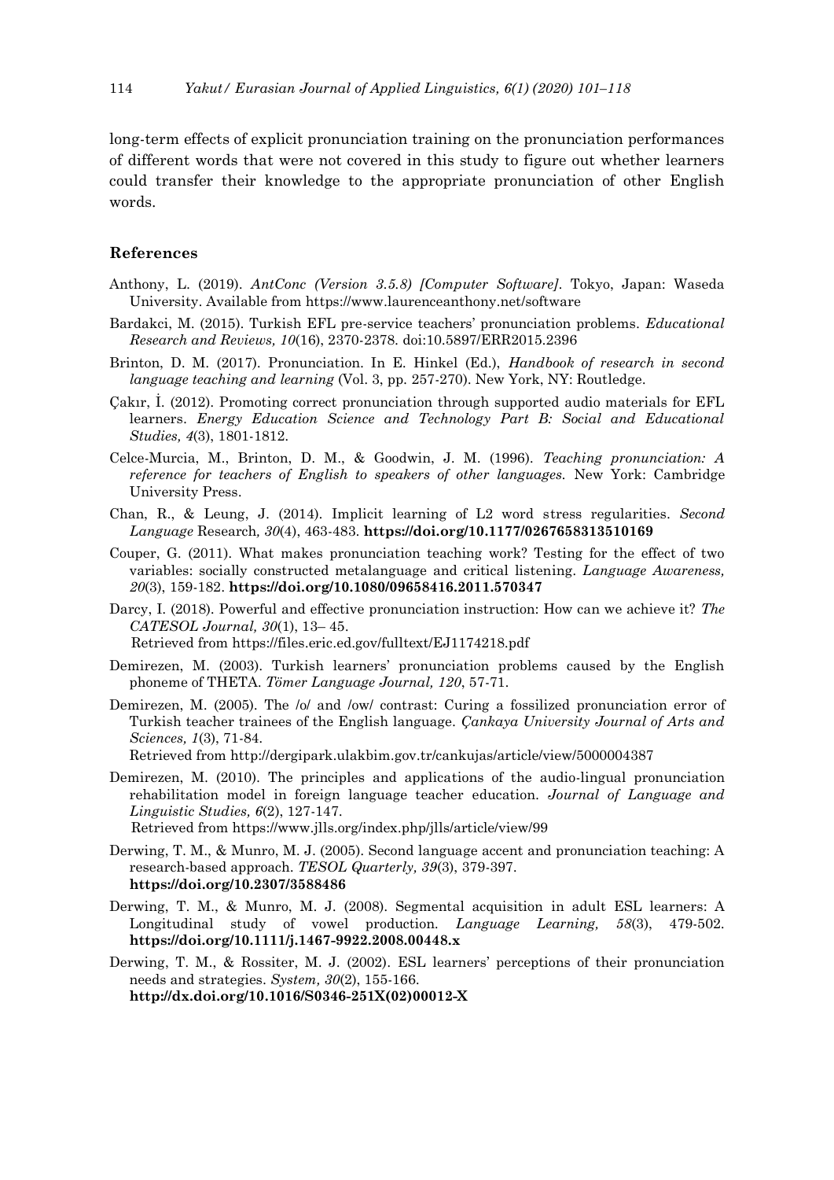long-term effects of explicit pronunciation training on the pronunciation performances of different words that were not covered in this study to figure out whether learners could transfer their knowledge to the appropriate pronunciation of other English words.

## References

Anthony, L. (2019). *AntConc (Version 3.5.8) [Computer Software]*. Tokyo, Japan: Waseda University. Available from https://www.laurenceanthony.net/software

Bardakci, M. (2015). Turkish EFL pre-service teachers' pronunciation problems. *Educational Research and Reviews, 10*(16), 2370-2378. doi:10.5897/ERR2015.2396

Brinton, D. M. (2017). Pronunciation. In E. Hinkel (Ed.), *Handbook of research in second language teaching and learning* (Vol. 3, pp. 257-270). New York, NY: Routledge.

Çakır, İ. (2012). Promoting correct pronunciation through supported audio materials for EFL learners. *Energy Education Science and Technology Part B: Social and Educational Studies, 4*(3), 1801-1812.

Celce-Murcia, M., Brinton, D. M., & Goodwin, J. M. (1996). *Teaching pronunciation: A reference for teachers of English to speakers of other languages.* New York: Cambridge University Press.

Chan, R., & Leung, J. (2014). Implicit learning of L2 word stress regularities. *Second Language* Research*, 30*(4), 463-483. **https://doi.org/10.1177/0267658313510169**

Couper, G. (2011). What makes pronunciation teaching work? Testing for the effect of two variables: socially constructed metalanguage and critical listening. *Language Awareness, 20*(3), 159-182. **https://doi.org/10.1080/09658416.2011.570347**

Darcy, I. (2018). Powerful and effective pronunciation instruction: How can we achieve it? *The CATESOL Journal, 30*(1), 13– 45.
Retrieved from https://files.eric.ed.gov/fulltext/EJ1174218.pdf

Demirezen, M. (2003). Turkish learners' pronunciation problems caused by the English phoneme of THETA. *Tömer Language Journal, 120*, 57-71.

Demirezen, M. (2005). The /o/ and /ow/ contrast: Curing a fossilized pronunciation error of Turkish teacher trainees of the English language. *Çankaya University Journal of Arts and Sciences, 1*(3), 71-84.
Retrieved from http://dergipark.ulakbim.gov.tr/cankujas/article/view/5000004387

Demirezen, M. (2010). The principles and applications of the audio-lingual pronunciation rehabilitation model in foreign language teacher education. *Journal of Language and Linguistic Studies, 6*(2), 127-147.
Retrieved from https://www.jlls.org/index.php/jlls/article/view/99

Derwing, T. M., & Munro, M. J. (2005). Second language accent and pronunciation teaching: A research-based approach. *TESOL Quarterly, 39*(3), 379-397.
**https://doi.org/10.2307/3588486**

Derwing, T. M., & Munro, M. J. (2008). Segmental acquisition in adult ESL learners: A Longitudinal study of vowel production. *Language Learning, 58*(3), 479-502. **https://doi.org/10.1111/j.1467-9922.2008.00448.x**

Derwing, T. M., & Rossiter, M. J. (2002). ESL learners' perceptions of their pronunciation needs and strategies. *System, 30*(2), 155-166.
**http://dx.doi.org/10.1016/S0346-251X(02)00012-X**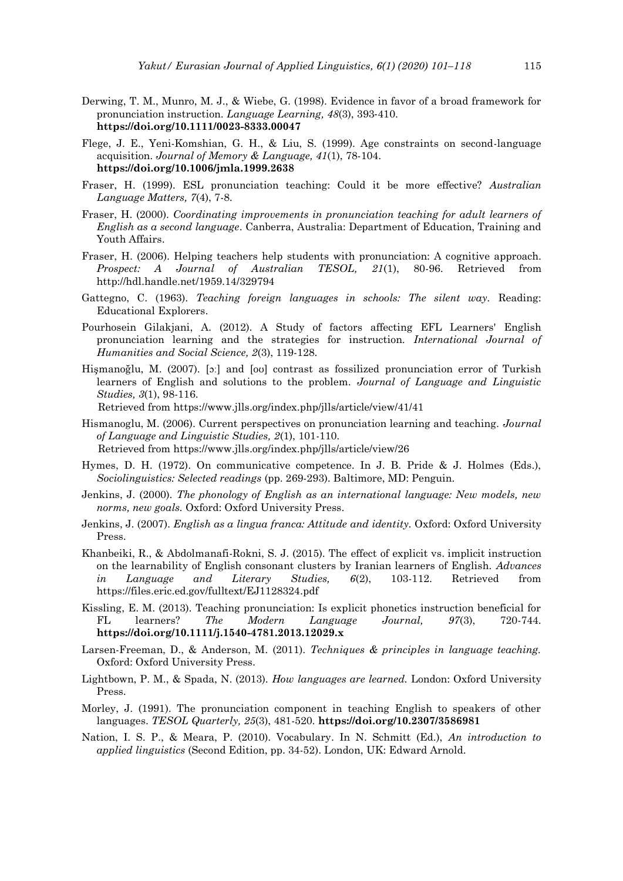Derwing, T. M., Munro, M. J., & Wiebe, G. (1998). Evidence in favor of a broad framework for pronunciation instruction. *Language Learning, 48*(3), 393-410. **https://doi.org/10.1111/0023-8333.00047**

Flege, J. E., Yeni-Komshian, G. H., & Liu, S. (1999). Age constraints on second-language acquisition. *Journal of Memory & Language, 41*(1), 78-104. **https://doi.org/10.1006/jmla.1999.2638**

Fraser, H. (1999). ESL pronunciation teaching: Could it be more effective? *Australian Language Matters, 7*(4), 7-8.

Fraser, H. (2000). *Coordinating improvements in pronunciation teaching for adult learners of English as a second language*. Canberra, Australia: Department of Education, Training and Youth Affairs.

Fraser, H. (2006). Helping teachers help students with pronunciation: A cognitive approach. *Prospect: A Journal of Australian TESOL, 21*(1), 80-96. Retrieved from http://hdl.handle.net/1959.14/329794

Gattegno, C. (1963). *Teaching foreign languages in schools: The silent way*. Reading: Educational Explorers.

Pourhosein Gilakjani, A. (2012). A Study of factors affecting EFL Learners' English pronunciation learning and the strategies for instruction. *International Journal of Humanities and Social Science, 2*(3), 119-128.

Hişmanoğlu, M. (2007). [ɔː] and [oʊ] contrast as fossilized pronunciation error of Turkish learners of English and solutions to the problem. *Journal of Language and Linguistic Studies, 3*(1), 98-116.
Retrieved from https://www.jlls.org/index.php/jlls/article/view/41/41

Hismanoglu, M. (2006). Current perspectives on pronunciation learning and teaching. *Journal of Language and Linguistic Studies, 2*(1), 101-110.
Retrieved from https://www.jlls.org/index.php/jlls/article/view/26

Hymes, D. H. (1972). On communicative competence. In J. B. Pride & J. Holmes (Eds.), *Sociolinguistics: Selected readings* (pp. 269-293). Baltimore, MD: Penguin.

Jenkins, J. (2000). *The phonology of English as an international language: New models, new norms, new goals.* Oxford: Oxford University Press.

Jenkins, J. (2007). *English as a lingua franca: Attitude and identity.* Oxford: Oxford University Press.

Khanbeiki, R., & Abdolmanafi-Rokni, S. J. (2015). The effect of explicit vs. implicit instruction on the learnability of English consonant clusters by Iranian learners of English. *Advances in Language and Literary Studies, 6*(2), 103-112. Retrieved from https://files.eric.ed.gov/fulltext/EJ1128324.pdf

Kissling, E. M. (2013). Teaching pronunciation: Is explicit phonetics instruction beneficial for FL learners? *The Modern Language Journal, 97*(3), 720-744. **https://doi.org/10.1111/j.1540-4781.2013.12029.x**

Larsen-Freeman, D., & Anderson, M. (2011). *Techniques & principles in language teaching.* Oxford: Oxford University Press.

Lightbown, P. M., & Spada, N. (2013). *How languages are learned.* London: Oxford University Press.

Morley, J. (1991). The pronunciation component in teaching English to speakers of other languages. *TESOL Quarterly, 25*(3), 481-520. **https://doi.org/10.2307/3586981**

Nation, I. S. P., & Meara, P. (2010). Vocabulary. In N. Schmitt (Ed.), *An introduction to applied linguistics* (Second Edition, pp. 34-52). London, UK: Edward Arnold.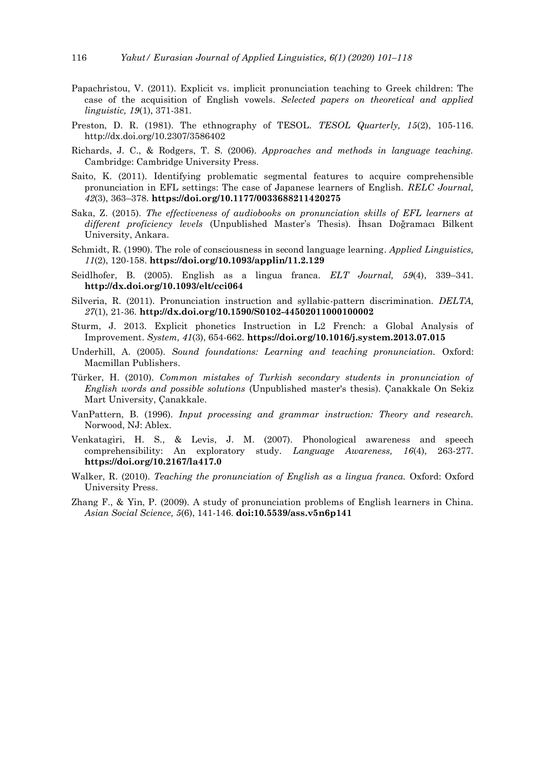Papachristou, V. (2011). Explicit vs. implicit pronunciation teaching to Greek children: The case of the acquisition of English vowels. *Selected papers on theoretical and applied linguistic, 19*(1), 371-381.

Preston, D. R. (1981). The ethnography of TESOL. *TESOL Quarterly, 15*(2), 105-116. http://dx.doi.org/10.2307/3586402

Richards, J. C., & Rodgers, T. S. (2006). *Approaches and methods in language teaching.* Cambridge: Cambridge University Press.

Saito, K. (2011). Identifying problematic segmental features to acquire comprehensible pronunciation in EFL settings: The case of Japanese learners of English. *RELC Journal, 42*(3), 363–378. **https://doi.org/10.1177/0033688211420275**

Saka, Z. (2015). *The effectiveness of audiobooks on pronunciation skills of EFL learners at different proficiency levels* (Unpublished Master's Thesis). İhsan Doğramacı Bilkent University, Ankara.

Schmidt, R. (1990). The role of consciousness in second language learning. *Applied Linguistics, 11*(2), 120-158. **https://doi.org/10.1093/applin/11.2.129**

Seidlhofer, B. (2005). English as a lingua franca. *ELT Journal, 59*(4), 339–341. **http://dx.doi.org/10.1093/elt/cci064**

Silveria, R. (2011). Pronunciation instruction and syllabic-pattern discrimination. *DELTA, 27*(1), 21-36. **http://dx.doi.org/10.1590/S0102-44502011000100002**

Sturm, J. 2013. Explicit phonetics Instruction in L2 French: a Global Analysis of Improvement. *System, 41*(3), 654-662. **https://doi.org/10.1016/j.system.2013.07.015**

Underhill, A. (2005). *Sound foundations: Learning and teaching pronunciation.* Oxford: Macmillan Publishers.

Türker, H. (2010). *Common mistakes of Turkish secondary students in pronunciation of English words and possible solutions* (Unpublished master's thesis). Çanakkale On Sekiz Mart University, Çanakkale.

VanPattern, B. (1996). *Input processing and grammar instruction: Theory and research.* Norwood, NJ: Ablex.

Venkatagiri, H. S., & Levis, J. M. (2007). Phonological awareness and speech comprehensibility: An exploratory study. *Language Awareness, 16*(4), 263-277. **https://doi.org/10.2167/la417.0**

Walker, R. (2010). *Teaching the pronunciation of English as a lingua franca.* Oxford: Oxford University Press.

Zhang F., & Yin, P. (2009). A study of pronunciation problems of English learners in China. *Asian Social Science, 5*(6), 141-146. **doi:10.5539/ass.v5n6p141**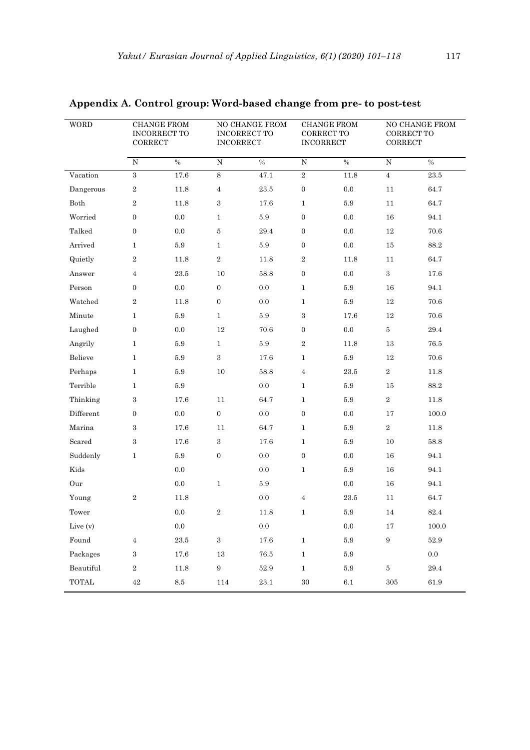**Appendix A. Control group: Word-based change from pre- to post-test**

| WORD | CHANGE FROM INCORRECT TO CORRECT | | NO CHANGE FROM INCORRECT TO INCORRECT | | CHANGE FROM CORRECT TO INCORRECT | | NO CHANGE FROM CORRECT TO CORRECT | |
|---|---|---|---|---|---|---|---|---|
| | N | % | N | % | N | % | N | % |
| Vacation | 3 | 17.6 | 8 | 47.1 | 2 | 11.8 | 4 | 23.5 |
| Dangerous | 2 | 11.8 | 4 | 23.5 | 0 | 0.0 | 11 | 64.7 |
| Both | 2 | 11.8 | 3 | 17.6 | 1 | 5.9 | 11 | 64.7 |
| Worried | 0 | 0.0 | 1 | 5.9 | 0 | 0.0 | 16 | 94.1 |
| Talked | 0 | 0.0 | 5 | 29.4 | 0 | 0.0 | 12 | 70.6 |
| Arrived | 1 | 5.9 | 1 | 5.9 | 0 | 0.0 | 15 | 88.2 |
| Quietly | 2 | 11.8 | 2 | 11.8 | 2 | 11.8 | 11 | 64.7 |
| Answer | 4 | 23.5 | 10 | 58.8 | 0 | 0.0 | 3 | 17.6 |
| Person | 0 | 0.0 | 0 | 0.0 | 1 | 5.9 | 16 | 94.1 |
| Watched | 2 | 11.8 | 0 | 0.0 | 1 | 5.9 | 12 | 70.6 |
| Minute | 1 | 5.9 | 1 | 5.9 | 3 | 17.6 | 12 | 70.6 |
| Laughed | 0 | 0.0 | 12 | 70.6 | 0 | 0.0 | 5 | 29.4 |
| Angrily | 1 | 5.9 | 1 | 5.9 | 2 | 11.8 | 13 | 76.5 |
| Believe | 1 | 5.9 | 3 | 17.6 | 1 | 5.9 | 12 | 70.6 |
| Perhaps | 1 | 5.9 | 10 | 58.8 | 4 | 23.5 | 2 | 11.8 |
| Terrible | 1 | 5.9 | | 0.0 | 1 | 5.9 | 15 | 88.2 |
| Thinking | 3 | 17.6 | 11 | 64.7 | 1 | 5.9 | 2 | 11.8 |
| Different | 0 | 0.0 | 0 | 0.0 | 0 | 0.0 | 17 | 100.0 |
| Marina | 3 | 17.6 | 11 | 64.7 | 1 | 5.9 | 2 | 11.8 |
| Scared | 3 | 17.6 | 3 | 17.6 | 1 | 5.9 | 10 | 58.8 |
| Suddenly | 1 | 5.9 | 0 | 0.0 | 0 | 0.0 | 16 | 94.1 |
| Kids | | 0.0 | | 0.0 | 1 | 5.9 | 16 | 94.1 |
| Our | | 0.0 | 1 | 5.9 | | 0.0 | 16 | 94.1 |
| Young | 2 | 11.8 | | 0.0 | 4 | 23.5 | 11 | 64.7 |
| Tower | | 0.0 | 2 | 11.8 | 1 | 5.9 | 14 | 82.4 |
| Live (v) | | 0.0 | | 0.0 | | 0.0 | 17 | 100.0 |
| Found | 4 | 23.5 | 3 | 17.6 | 1 | 5.9 | 9 | 52.9 |
| Packages | 3 | 17.6 | 13 | 76.5 | 1 | 5.9 | | 0.0 |
| Beautiful | 2 | 11.8 | 9 | 52.9 | 1 | 5.9 | 5 | 29.4 |
| TOTAL | 42 | 8.5 | 114 | 23.1 | 30 | 6.1 | 305 | 61.9 |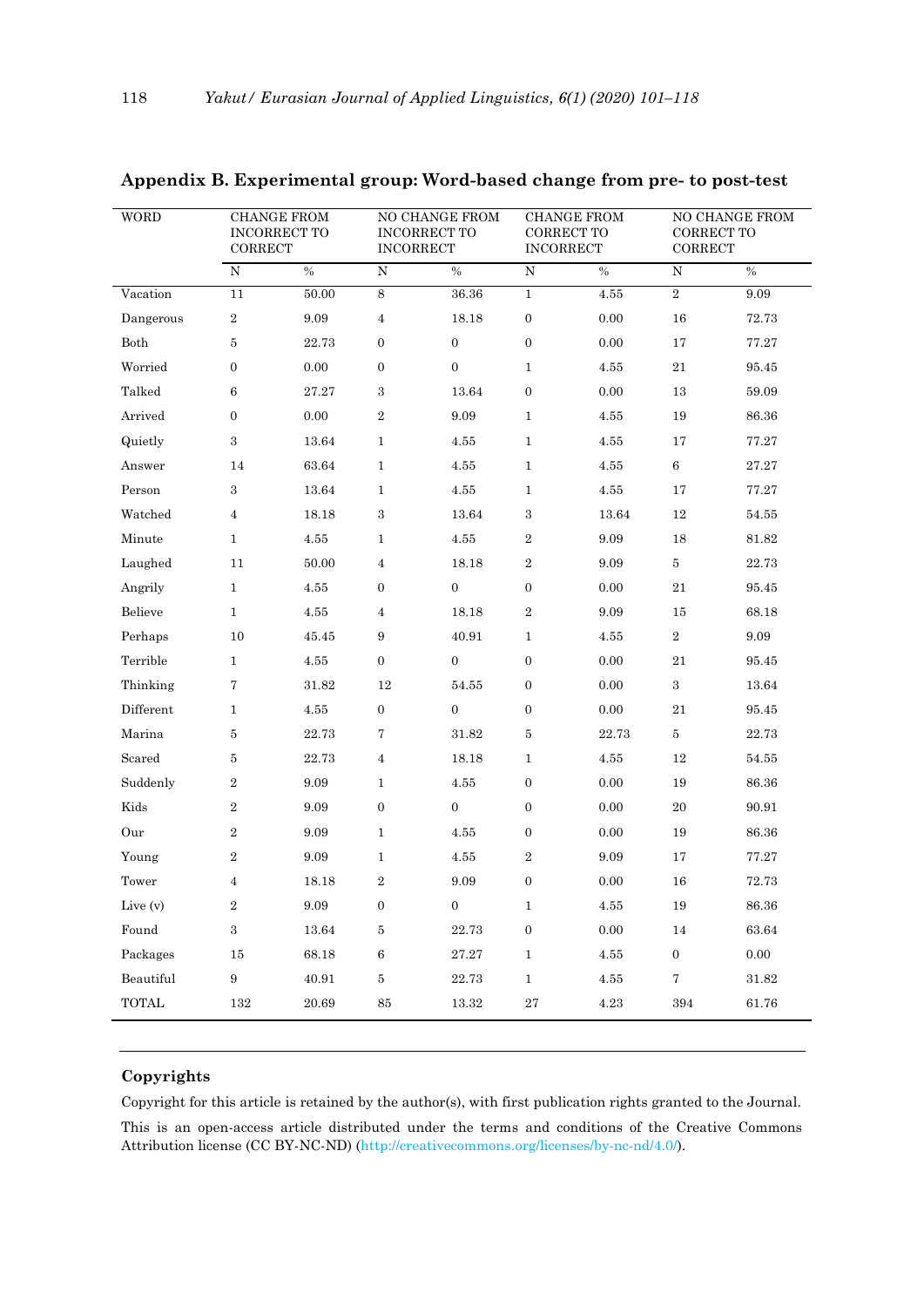## Appendix B. Experimental group: Word-based change from pre- to post-test

| WORD | CHANGE FROM INCORRECT TO CORRECT | | NO CHANGE FROM INCORRECT TO INCORRECT | | CHANGE FROM CORRECT TO INCORRECT | | NO CHANGE FROM CORRECT TO CORRECT | |
|---|---|---|---|---|---|---|---|---|
| | N | % | N | % | N | % | N | % |
| Vacation | 11 | 50.00 | 8 | 36.36 | 1 | 4.55 | 2 | 9.09 |
| Dangerous | 2 | 9.09 | 4 | 18.18 | 0 | 0.00 | 16 | 72.73 |
| Both | 5 | 22.73 | 0 | 0 | 0 | 0.00 | 17 | 77.27 |
| Worried | 0 | 0.00 | 0 | 0 | 1 | 4.55 | 21 | 95.45 |
| Talked | 6 | 27.27 | 3 | 13.64 | 0 | 0.00 | 13 | 59.09 |
| Arrived | 0 | 0.00 | 2 | 9.09 | 1 | 4.55 | 19 | 86.36 |
| Quietly | 3 | 13.64 | 1 | 4.55 | 1 | 4.55 | 17 | 77.27 |
| Answer | 14 | 63.64 | 1 | 4.55 | 1 | 4.55 | 6 | 27.27 |
| Person | 3 | 13.64 | 1 | 4.55 | 1 | 4.55 | 17 | 77.27 |
| Watched | 4 | 18.18 | 3 | 13.64 | 3 | 13.64 | 12 | 54.55 |
| Minute | 1 | 4.55 | 1 | 4.55 | 2 | 9.09 | 18 | 81.82 |
| Laughed | 11 | 50.00 | 4 | 18.18 | 2 | 9.09 | 5 | 22.73 |
| Angrily | 1 | 4.55 | 0 | 0 | 0 | 0.00 | 21 | 95.45 |
| Believe | 1 | 4.55 | 4 | 18.18 | 2 | 9.09 | 15 | 68.18 |
| Perhaps | 10 | 45.45 | 9 | 40.91 | 1 | 4.55 | 2 | 9.09 |
| Terrible | 1 | 4.55 | 0 | 0 | 0 | 0.00 | 21 | 95.45 |
| Thinking | 7 | 31.82 | 12 | 54.55 | 0 | 0.00 | 3 | 13.64 |
| Different | 1 | 4.55 | 0 | 0 | 0 | 0.00 | 21 | 95.45 |
| Marina | 5 | 22.73 | 7 | 31.82 | 5 | 22.73 | 5 | 22.73 |
| Scared | 5 | 22.73 | 4 | 18.18 | 1 | 4.55 | 12 | 54.55 |
| Suddenly | 2 | 9.09 | 1 | 4.55 | 0 | 0.00 | 19 | 86.36 |
| Kids | 2 | 9.09 | 0 | 0 | 0 | 0.00 | 20 | 90.91 |
| Our | 2 | 9.09 | 1 | 4.55 | 0 | 0.00 | 19 | 86.36 |
| Young | 2 | 9.09 | 1 | 4.55 | 2 | 9.09 | 17 | 77.27 |
| Tower | 4 | 18.18 | 2 | 9.09 | 0 | 0.00 | 16 | 72.73 |
| Live (v) | 2 | 9.09 | 0 | 0 | 1 | 4.55 | 19 | 86.36 |
| Found | 3 | 13.64 | 5 | 22.73 | 0 | 0.00 | 14 | 63.64 |
| Packages | 15 | 68.18 | 6 | 27.27 | 1 | 4.55 | 0 | 0.00 |
| Beautiful | 9 | 40.91 | 5 | 22.73 | 1 | 4.55 | 7 | 31.82 |
| TOTAL | 132 | 20.69 | 85 | 13.32 | 27 | 4.23 | 394 | 61.76 |

### Copyrights

Copyright for this article is retained by the author(s), with first publication rights granted to the Journal.

This is an open-access article distributed under the terms and conditions of the Creative Commons Attribution license (CC BY-NC-ND) (http://creativecommons.org/licenses/by-nc-nd/4.0/).